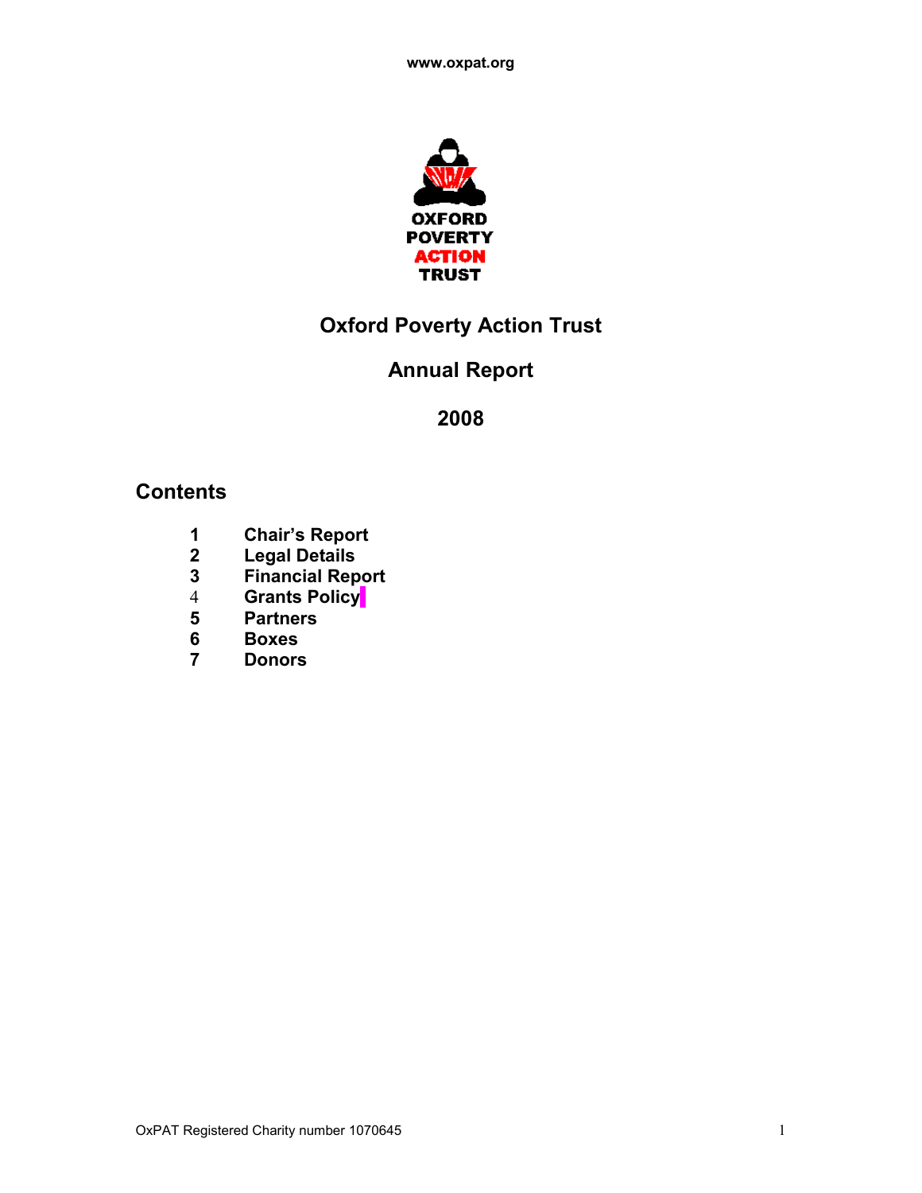www.oxpat.org

OXFORD POVERTY ACTION TRUST

# Oxford Poverty Action Trust

## Annual Report

## 2008

## Contents

1 **Chair's Report**
2 **Legal Details**
3 **Financial Report**
4 **Grants Policy**
5 **Partners**
6 **Boxes**
7 **Donors**

OxPAT Registered Charity number 1070645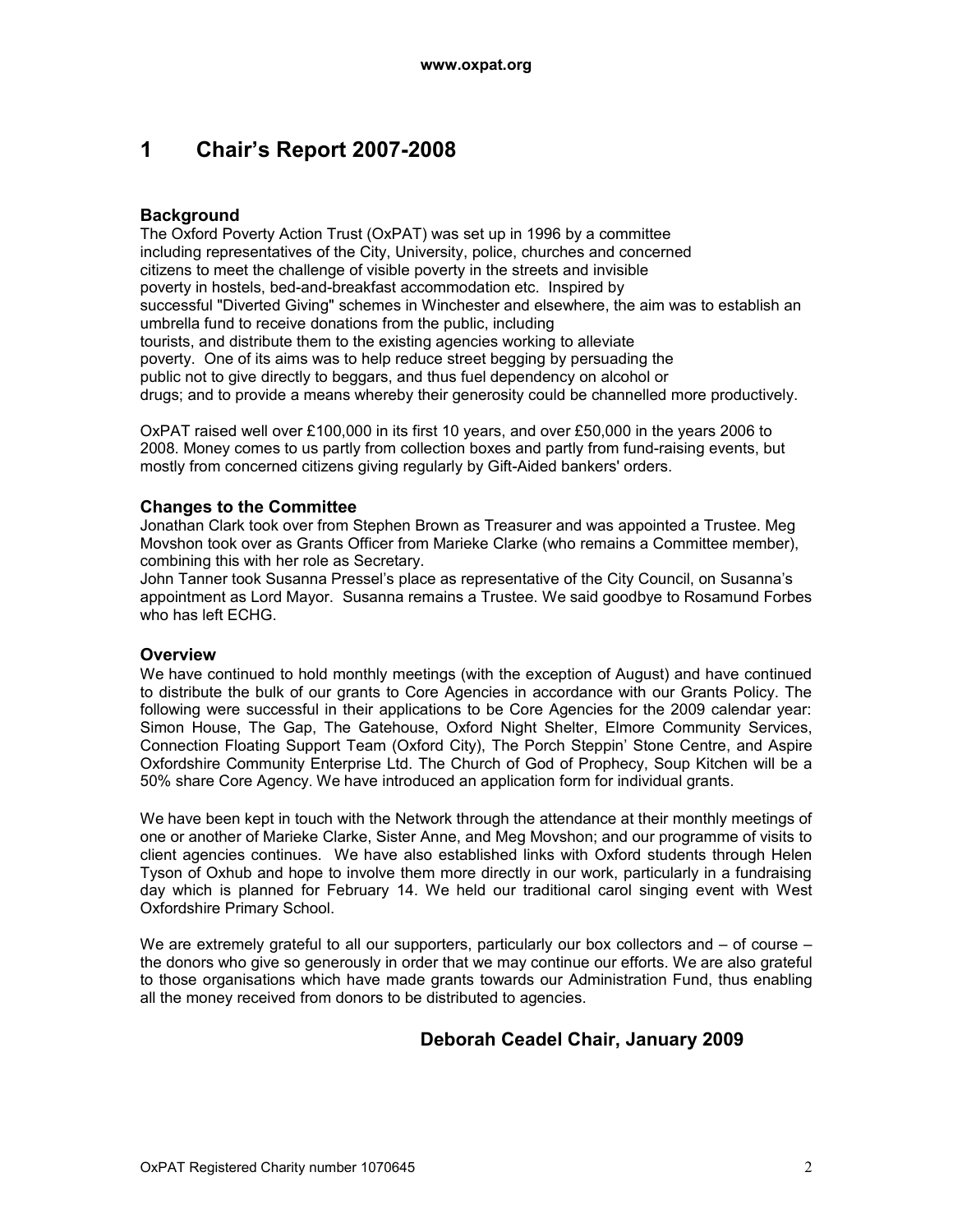# 1 Chair's Report 2007-2008

### Background

The Oxford Poverty Action Trust (OxPAT) was set up in 1996 by a committee including representatives of the City, University, police, churches and concerned citizens to meet the challenge of visible poverty in the streets and invisible poverty in hostels, bed-and-breakfast accommodation etc. Inspired by successful "Diverted Giving" schemes in Winchester and elsewhere, the aim was to establish an umbrella fund to receive donations from the public, including tourists, and distribute them to the existing agencies working to alleviate poverty. One of its aims was to help reduce street begging by persuading the public not to give directly to beggars, and thus fuel dependency on alcohol or drugs; and to provide a means whereby their generosity could be channelled more productively.

OxPAT raised well over £100,000 in its first 10 years, and over £50,000 in the years 2006 to 2008. Money comes to us partly from collection boxes and partly from fund-raising events, but mostly from concerned citizens giving regularly by Gift-Aided bankers' orders.

### Changes to the Committee

Jonathan Clark took over from Stephen Brown as Treasurer and was appointed a Trustee. Meg Movshon took over as Grants Officer from Marieke Clarke (who remains a Committee member), combining this with her role as Secretary.
John Tanner took Susanna Pressel's place as representative of the City Council, on Susanna's appointment as Lord Mayor. Susanna remains a Trustee. We said goodbye to Rosamund Forbes who has left ECHG.

### Overview

We have continued to hold monthly meetings (with the exception of August) and have continued to distribute the bulk of our grants to Core Agencies in accordance with our Grants Policy. The following were successful in their applications to be Core Agencies for the 2009 calendar year: Simon House, The Gap, The Gatehouse, Oxford Night Shelter, Elmore Community Services, Connection Floating Support Team (Oxford City), The Porch Steppin' Stone Centre, and Aspire Oxfordshire Community Enterprise Ltd. The Church of God of Prophecy, Soup Kitchen will be a 50% share Core Agency. We have introduced an application form for individual grants.

We have been kept in touch with the Network through the attendance at their monthly meetings of one or another of Marieke Clarke, Sister Anne, and Meg Movshon; and our programme of visits to client agencies continues. We have also established links with Oxford students through Helen Tyson of Oxhub and hope to involve them more directly in our work, particularly in a fundraising day which is planned for February 14. We held our traditional carol singing event with West Oxfordshire Primary School.

We are extremely grateful to all our supporters, particularly our box collectors and – of course – the donors who give so generously in order that we may continue our efforts. We are also grateful to those organisations which have made grants towards our Administration Fund, thus enabling all the money received from donors to be distributed to agencies.

**Deborah Ceadel Chair, January 2009**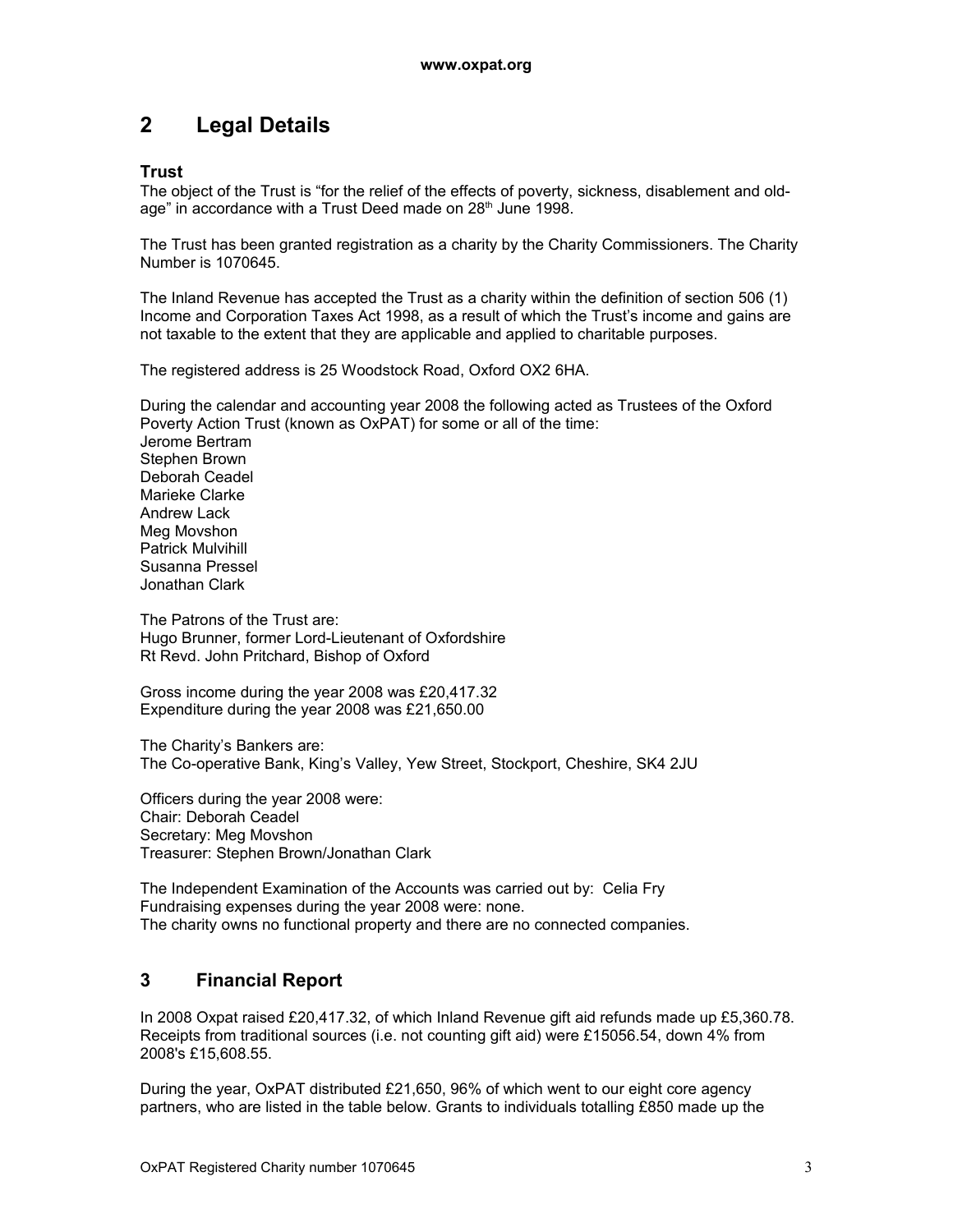## 2 Legal Details

### Trust

The object of the Trust is "for the relief of the effects of poverty, sickness, disablement and old-age" in accordance with a Trust Deed made on 28th June 1998.

The Trust has been granted registration as a charity by the Charity Commissioners. The Charity Number is 1070645.

The Inland Revenue has accepted the Trust as a charity within the definition of section 506 (1) Income and Corporation Taxes Act 1998, as a result of which the Trust's income and gains are not taxable to the extent that they are applicable and applied to charitable purposes.

The registered address is 25 Woodstock Road, Oxford OX2 6HA.

During the calendar and accounting year 2008 the following acted as Trustees of the Oxford Poverty Action Trust (known as OxPAT) for some or all of the time:
Jerome Bertram
Stephen Brown
Deborah Ceadel
Marieke Clarke
Andrew Lack
Meg Movshon
Patrick Mulvihill
Susanna Pressel
Jonathan Clark

The Patrons of the Trust are:
Hugo Brunner, former Lord-Lieutenant of Oxfordshire
Rt Revd. John Pritchard, Bishop of Oxford

Gross income during the year 2008 was £20,417.32
Expenditure during the year 2008 was £21,650.00

The Charity's Bankers are:
The Co-operative Bank, King's Valley, Yew Street, Stockport, Cheshire, SK4 2JU

Officers during the year 2008 were:
Chair: Deborah Ceadel
Secretary: Meg Movshon
Treasurer: Stephen Brown/Jonathan Clark

The Independent Examination of the Accounts was carried out by: Celia Fry
Fundraising expenses during the year 2008 were: none.
The charity owns no functional property and there are no connected companies.

## 3 Financial Report

In 2008 Oxpat raised £20,417.32, of which Inland Revenue gift aid refunds made up £5,360.78. Receipts from traditional sources (i.e. not counting gift aid) were £15056.54, down 4% from 2008's £15,608.55.

During the year, OxPAT distributed £21,650, 96% of which went to our eight core agency partners, who are listed in the table below. Grants to individuals totalling £850 made up the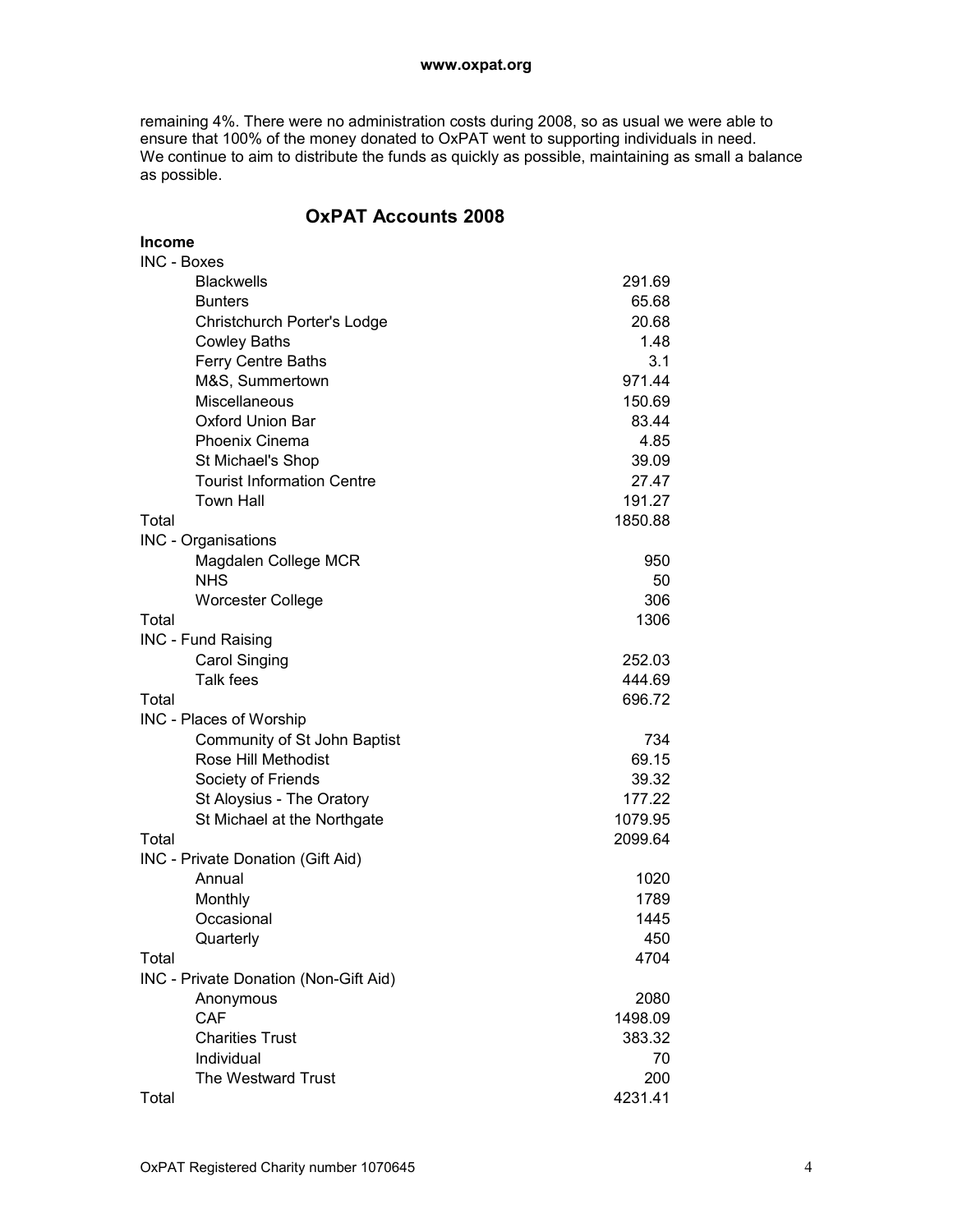remaining 4%. There were no administration costs during 2008, so as usual we were able to ensure that 100% of the money donated to OxPAT went to supporting individuals in need. We continue to aim to distribute the funds as quickly as possible, maintaining as small a balance as possible.

## OxPAT Accounts 2008

| **Income** | |
|---|---|
| INC - Boxes | |
| Blackwells | 291.69 |
| Bunters | 65.68 |
| Christchurch Porter's Lodge | 20.68 |
| Cowley Baths | 1.48 |
| Ferry Centre Baths | 3.1 |
| M&S, Summertown | 971.44 |
| Miscellaneous | 150.69 |
| Oxford Union Bar | 83.44 |
| Phoenix Cinema | 4.85 |
| St Michael's Shop | 39.09 |
| Tourist Information Centre | 27.47 |
| Town Hall | 191.27 |
| Total | 1850.88 |
| INC - Organisations | |
| Magdalen College MCR | 950 |
| NHS | 50 |
| Worcester College | 306 |
| Total | 1306 |
| INC - Fund Raising | |
| Carol Singing | 252.03 |
| Talk fees | 444.69 |
| Total | 696.72 |
| INC - Places of Worship | |
| Community of St John Baptist | 734 |
| Rose Hill Methodist | 69.15 |
| Society of Friends | 39.32 |
| St Aloysius - The Oratory | 177.22 |
| St Michael at the Northgate | 1079.95 |
| Total | 2099.64 |
| INC - Private Donation (Gift Aid) | |
| Annual | 1020 |
| Monthly | 1789 |
| Occasional | 1445 |
| Quarterly | 450 |
| Total | 4704 |
| INC - Private Donation (Non-Gift Aid) | |
| Anonymous | 2080 |
| CAF | 1498.09 |
| Charities Trust | 383.32 |
| Individual | 70 |
| The Westward Trust | 200 |
| Total | 4231.41 |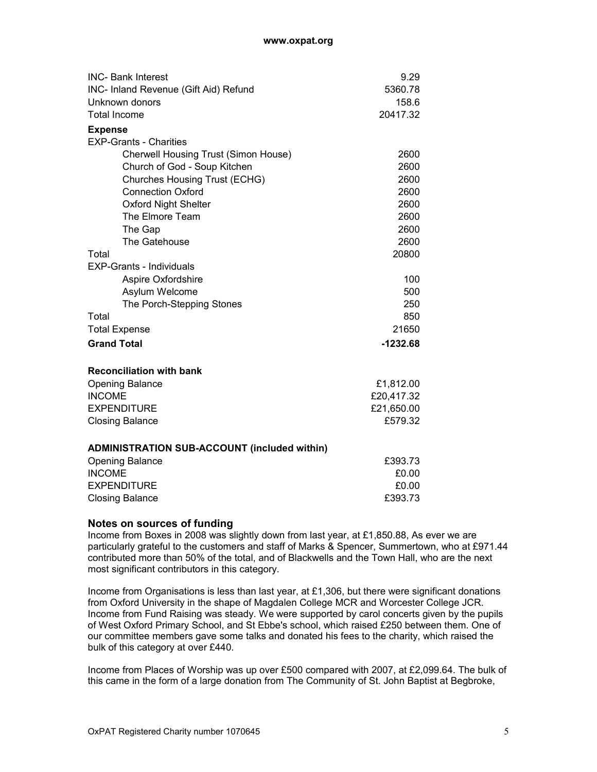| | |
|---|---|
| INC- Bank Interest | 9.29 |
| INC- Inland Revenue (Gift Aid) Refund | 5360.78 |
| Unknown donors | 158.6 |
| Total Income | 20417.32 |
| **Expense** | |
| EXP-Grants - Charities | |
| Cherwell Housing Trust (Simon House) | 2600 |
| Church of God - Soup Kitchen | 2600 |
| Churches Housing Trust (ECHG) | 2600 |
| Connection Oxford | 2600 |
| Oxford Night Shelter | 2600 |
| The Elmore Team | 2600 |
| The Gap | 2600 |
| The Gatehouse | 2600 |
| Total | 20800 |
| EXP-Grants - Individuals | |
| Aspire Oxfordshire | 100 |
| Asylum Welcome | 500 |
| The Porch-Stepping Stones | 250 |
| Total | 850 |
| Total Expense | 21650 |
| **Grand Total** | **-1232.68** |

**Reconciliation with bank**

| | |
|---|---|
| Opening Balance | £1,812.00 |
| INCOME | £20,417.32 |
| EXPENDITURE | £21,650.00 |
| Closing Balance | £579.32 |

**ADMINISTRATION SUB-ACCOUNT (included within)**

| | |
|---|---|
| Opening Balance | £393.73 |
| INCOME | £0.00 |
| EXPENDITURE | £0.00 |
| Closing Balance | £393.73 |

## Notes on sources of funding

Income from Boxes in 2008 was slightly down from last year, at £1,850.88, As ever we are particularly grateful to the customers and staff of Marks & Spencer, Summertown, who at £971.44 contributed more than 50% of the total, and of Blackwells and the Town Hall, who are the next most significant contributors in this category.

Income from Organisations is less than last year, at £1,306, but there were significant donations from Oxford University in the shape of Magdalen College MCR and Worcester College JCR. Income from Fund Raising was steady. We were supported by carol concerts given by the pupils of West Oxford Primary School, and St Ebbe's school, which raised £250 between them. One of our committee members gave some talks and donated his fees to the charity, which raised the bulk of this category at over £440.

Income from Places of Worship was up over £500 compared with 2007, at £2,099.64. The bulk of this came in the form of a large donation from The Community of St. John Baptist at Begbroke,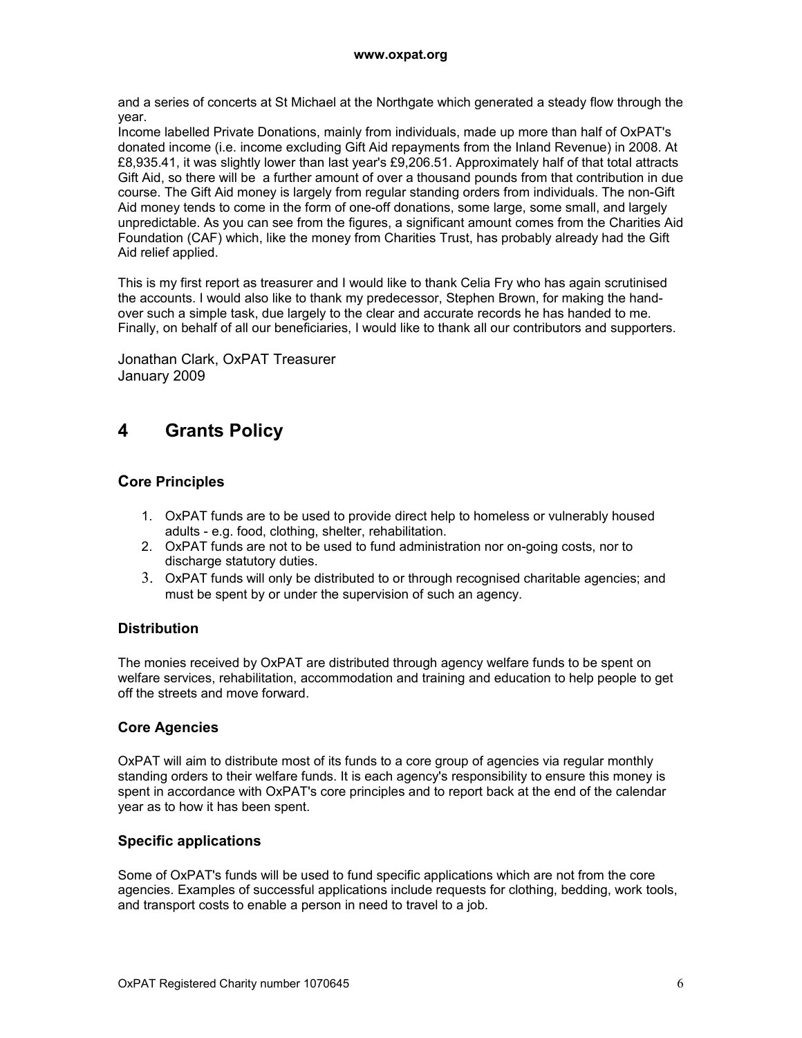and a series of concerts at St Michael at the Northgate which generated a steady flow through the year.

Income labelled Private Donations, mainly from individuals, made up more than half of OxPAT's donated income (i.e. income excluding Gift Aid repayments from the Inland Revenue) in 2008. At £8,935.41, it was slightly lower than last year's £9,206.51. Approximately half of that total attracts Gift Aid, so there will be a further amount of over a thousand pounds from that contribution in due course. The Gift Aid money is largely from regular standing orders from individuals. The non-Gift Aid money tends to come in the form of one-off donations, some large, some small, and largely unpredictable. As you can see from the figures, a significant amount comes from the Charities Aid Foundation (CAF) which, like the money from Charities Trust, has probably already had the Gift Aid relief applied.

This is my first report as treasurer and I would like to thank Celia Fry who has again scrutinised the accounts. I would also like to thank my predecessor, Stephen Brown, for making the hand-over such a simple task, due largely to the clear and accurate records he has handed to me. Finally, on behalf of all our beneficiaries, I would like to thank all our contributors and supporters.

Jonathan Clark, OxPAT Treasurer
January 2009

# 4 Grants Policy

### Core Principles

1. OxPAT funds are to be used to provide direct help to homeless or vulnerably housed adults - e.g. food, clothing, shelter, rehabilitation.
2. OxPAT funds are not to be used to fund administration nor on-going costs, nor to discharge statutory duties.
3. OxPAT funds will only be distributed to or through recognised charitable agencies; and must be spent by or under the supervision of such an agency.

### Distribution

The monies received by OxPAT are distributed through agency welfare funds to be spent on welfare services, rehabilitation, accommodation and training and education to help people to get off the streets and move forward.

### Core Agencies

OxPAT will aim to distribute most of its funds to a core group of agencies via regular monthly standing orders to their welfare funds. It is each agency's responsibility to ensure this money is spent in accordance with OxPAT's core principles and to report back at the end of the calendar year as to how it has been spent.

### Specific applications

Some of OxPAT's funds will be used to fund specific applications which are not from the core agencies. Examples of successful applications include requests for clothing, bedding, work tools, and transport costs to enable a person in need to travel to a job.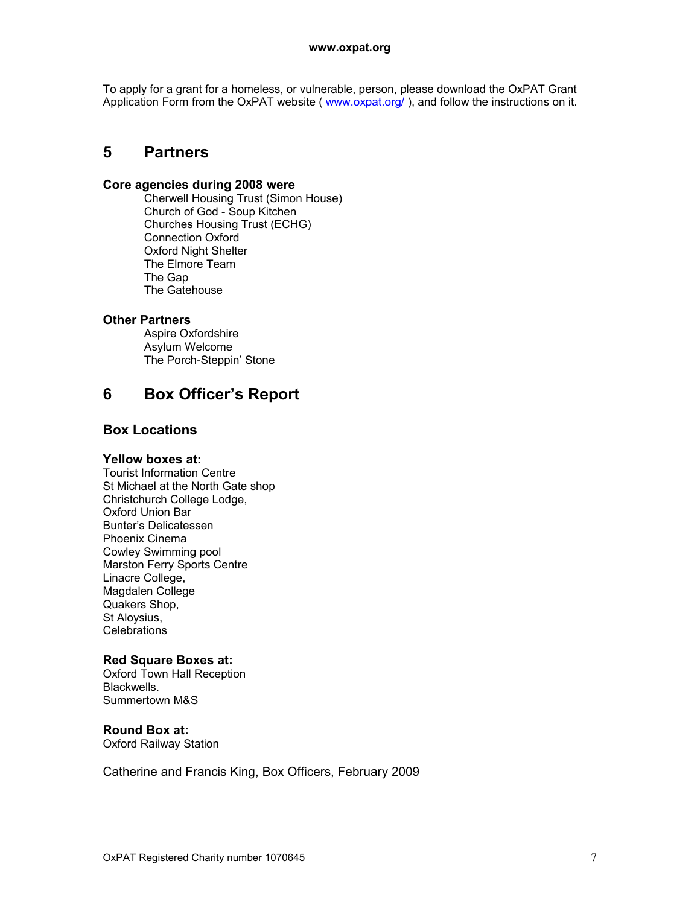To apply for a grant for a homeless, or vulnerable, person, please download the OxPAT Grant Application Form from the OxPAT website ( [www.oxpat.org/](www.oxpat.org/) ), and follow the instructions on it.

# 5 Partners

### Core agencies during 2008 were

- Cherwell Housing Trust (Simon House)
- Church of God - Soup Kitchen
- Churches Housing Trust (ECHG)
- Connection Oxford
- Oxford Night Shelter
- The Elmore Team
- The Gap
- The Gatehouse

### Other Partners

- Aspire Oxfordshire
- Asylum Welcome
- The Porch-Steppin' Stone

# 6 Box Officer's Report

## Box Locations

### Yellow boxes at:

Tourist Information Centre
St Michael at the North Gate shop
Christchurch College Lodge,
Oxford Union Bar
Bunter's Delicatessen
Phoenix Cinema
Cowley Swimming pool
Marston Ferry Sports Centre
Linacre College,
Magdalen College
Quakers Shop,
St Aloysius,
Celebrations

### Red Square Boxes at:

Oxford Town Hall Reception
Blackwells.
Summertown M&S

### Round Box at:

Oxford Railway Station

Catherine and Francis King, Box Officers, February 2009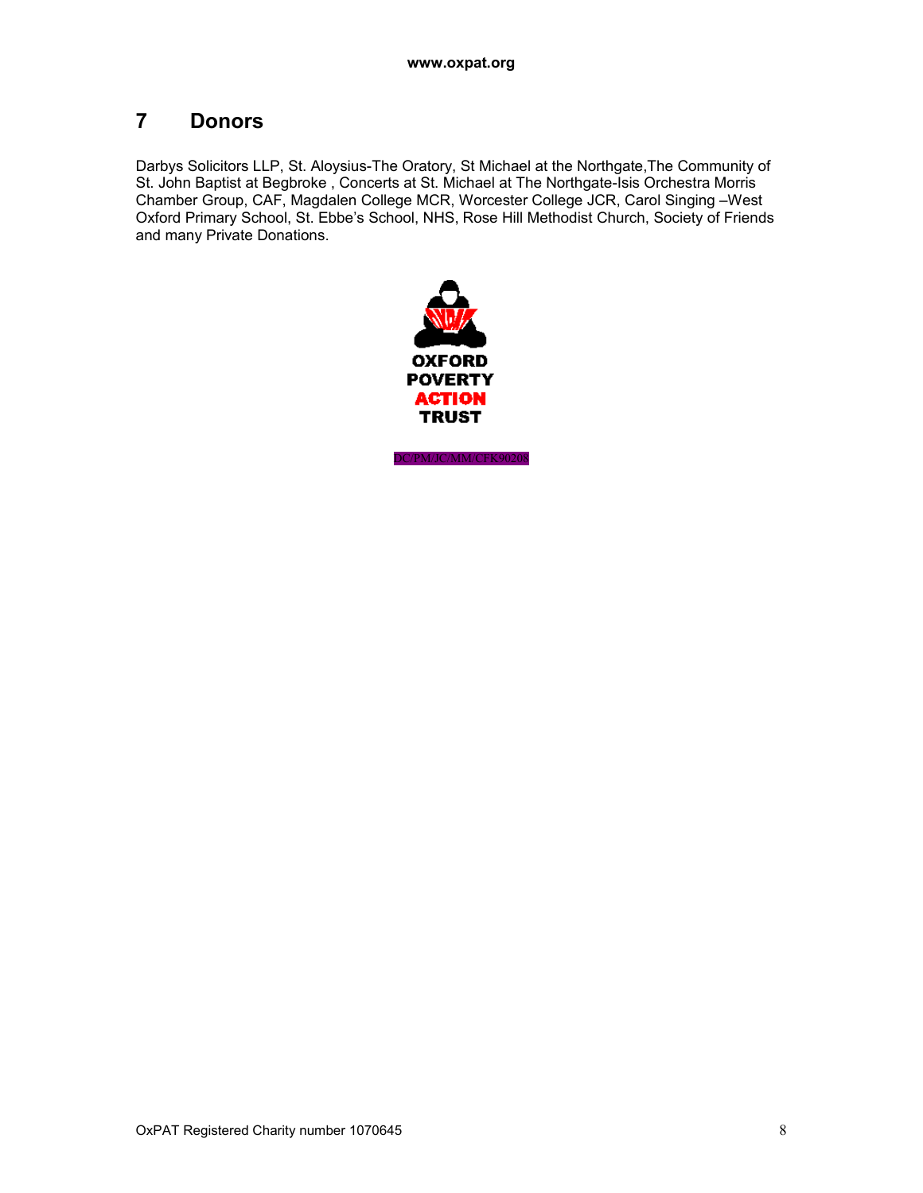## 7 Donors

Darbys Solicitors LLP, St. Aloysius-The Oratory, St Michael at the Northgate,The Community of St. John Baptist at Begbroke , Concerts at St. Michael at The Northgate-Isis Orchestra Morris Chamber Group, CAF, Magdalen College MCR, Worcester College JCR, Carol Singing –West Oxford Primary School, St. Ebbe's School, NHS, Rose Hill Methodist Church, Society of Friends and many Private Donations.

OXFORD
POVERTY
ACTION
TRUST

DC/PM/JC/MM/CFK90208